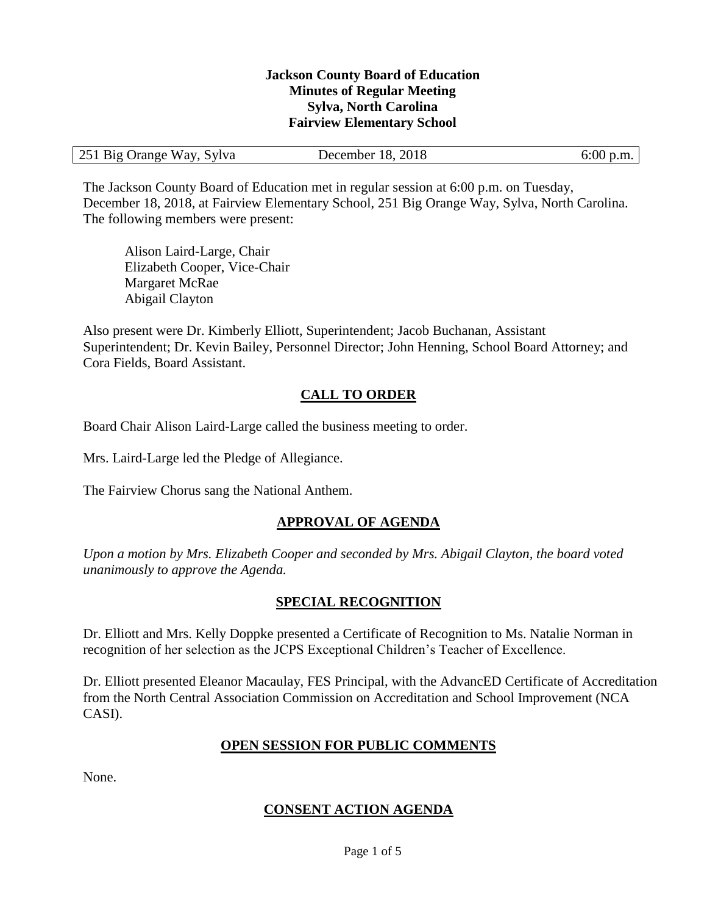**Jackson County Board of Education**
**Minutes of Regular Meeting**
**Sylva, North Carolina**
**Fairview Elementary School**

| 251 Big Orange Way, Sylva | December 18, 2018 | 6:00 p.m. |
|---|---|---|

The Jackson County Board of Education met in regular session at 6:00 p.m. on Tuesday, December 18, 2018, at Fairview Elementary School, 251 Big Orange Way, Sylva, North Carolina. The following members were present:

Alison Laird-Large, Chair
Elizabeth Cooper, Vice-Chair
Margaret McRae
Abigail Clayton

Also present were Dr. Kimberly Elliott, Superintendent; Jacob Buchanan, Assistant Superintendent; Dr. Kevin Bailey, Personnel Director; John Henning, School Board Attorney; and Cora Fields, Board Assistant.

## CALL TO ORDER

Board Chair Alison Laird-Large called the business meeting to order.

Mrs. Laird-Large led the Pledge of Allegiance.

The Fairview Chorus sang the National Anthem.

## APPROVAL OF AGENDA

*Upon a motion by Mrs. Elizabeth Cooper and seconded by Mrs. Abigail Clayton, the board voted unanimously to approve the Agenda.*

## SPECIAL RECOGNITION

Dr. Elliott and Mrs. Kelly Doppke presented a Certificate of Recognition to Ms. Natalie Norman in recognition of her selection as the JCPS Exceptional Children's Teacher of Excellence.

Dr. Elliott presented Eleanor Macaulay, FES Principal, with the AdvancED Certificate of Accreditation from the North Central Association Commission on Accreditation and School Improvement (NCA CASI).

## OPEN SESSION FOR PUBLIC COMMENTS

None.

## CONSENT ACTION AGENDA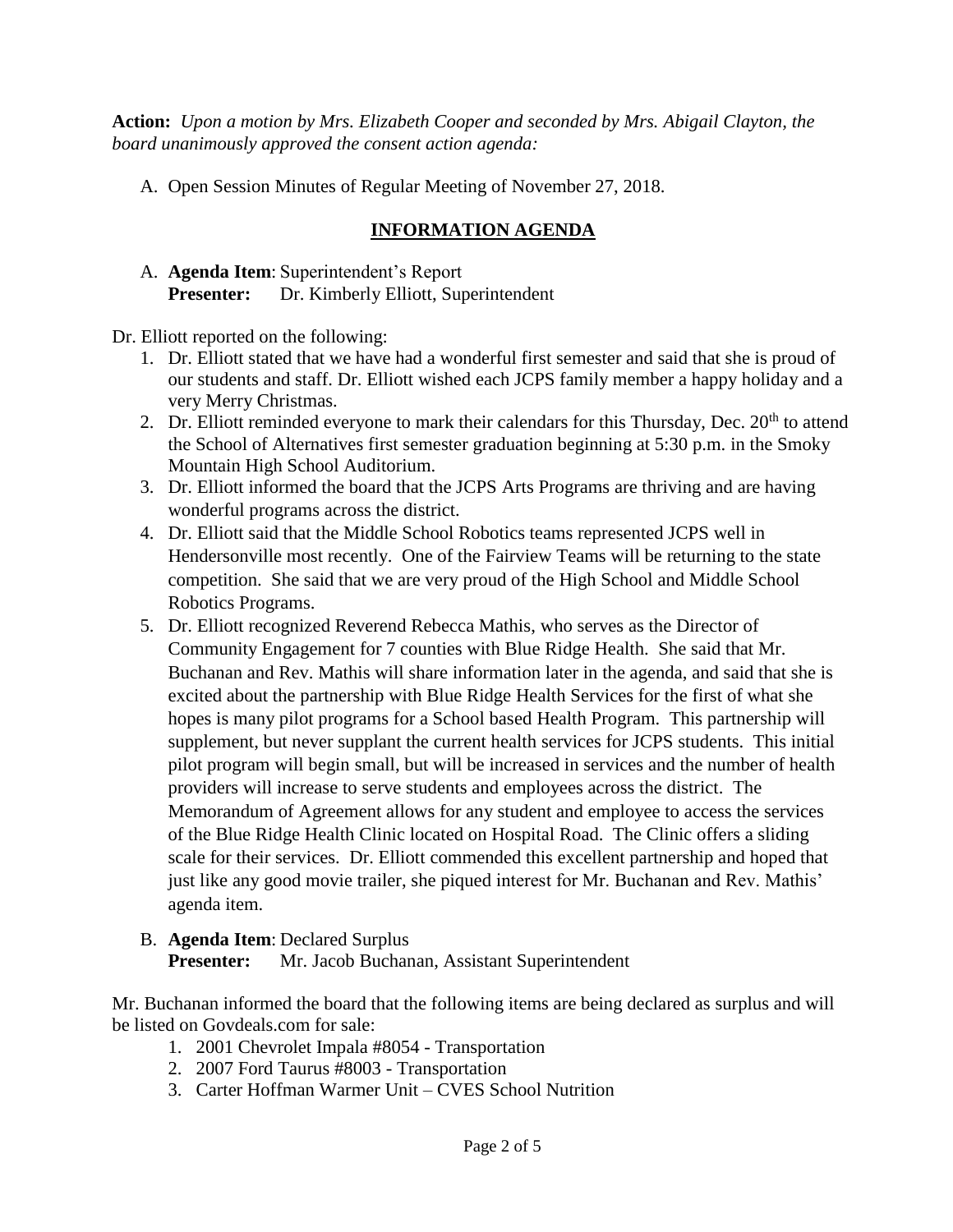**Action:** *Upon a motion by Mrs. Elizabeth Cooper and seconded by Mrs. Abigail Clayton, the board unanimously approved the consent action agenda:*

A. Open Session Minutes of Regular Meeting of November 27, 2018.

## INFORMATION AGENDA

A. **Agenda Item**: Superintendent's Report
   **Presenter:** Dr. Kimberly Elliott, Superintendent

Dr. Elliott reported on the following:

1. Dr. Elliott stated that we have had a wonderful first semester and said that she is proud of our students and staff. Dr. Elliott wished each JCPS family member a happy holiday and a very Merry Christmas.
2. Dr. Elliott reminded everyone to mark their calendars for this Thursday, Dec. 20th to attend the School of Alternatives first semester graduation beginning at 5:30 p.m. in the Smoky Mountain High School Auditorium.
3. Dr. Elliott informed the board that the JCPS Arts Programs are thriving and are having wonderful programs across the district.
4. Dr. Elliott said that the Middle School Robotics teams represented JCPS well in Hendersonville most recently. One of the Fairview Teams will be returning to the state competition. She said that we are very proud of the High School and Middle School Robotics Programs.
5. Dr. Elliott recognized Reverend Rebecca Mathis, who serves as the Director of Community Engagement for 7 counties with Blue Ridge Health. She said that Mr. Buchanan and Rev. Mathis will share information later in the agenda, and said that she is excited about the partnership with Blue Ridge Health Services for the first of what she hopes is many pilot programs for a School based Health Program. This partnership will supplement, but never supplant the current health services for JCPS students. This initial pilot program will begin small, but will be increased in services and the number of health providers will increase to serve students and employees across the district. The Memorandum of Agreement allows for any student and employee to access the services of the Blue Ridge Health Clinic located on Hospital Road. The Clinic offers a sliding scale for their services. Dr. Elliott commended this excellent partnership and hoped that just like any good movie trailer, she piqued interest for Mr. Buchanan and Rev. Mathis' agenda item.

B. **Agenda Item**: Declared Surplus
   **Presenter:** Mr. Jacob Buchanan, Assistant Superintendent

Mr. Buchanan informed the board that the following items are being declared as surplus and will be listed on Govdeals.com for sale:

1. 2001 Chevrolet Impala #8054 - Transportation
2. 2007 Ford Taurus #8003 - Transportation
3. Carter Hoffman Warmer Unit – CVES School Nutrition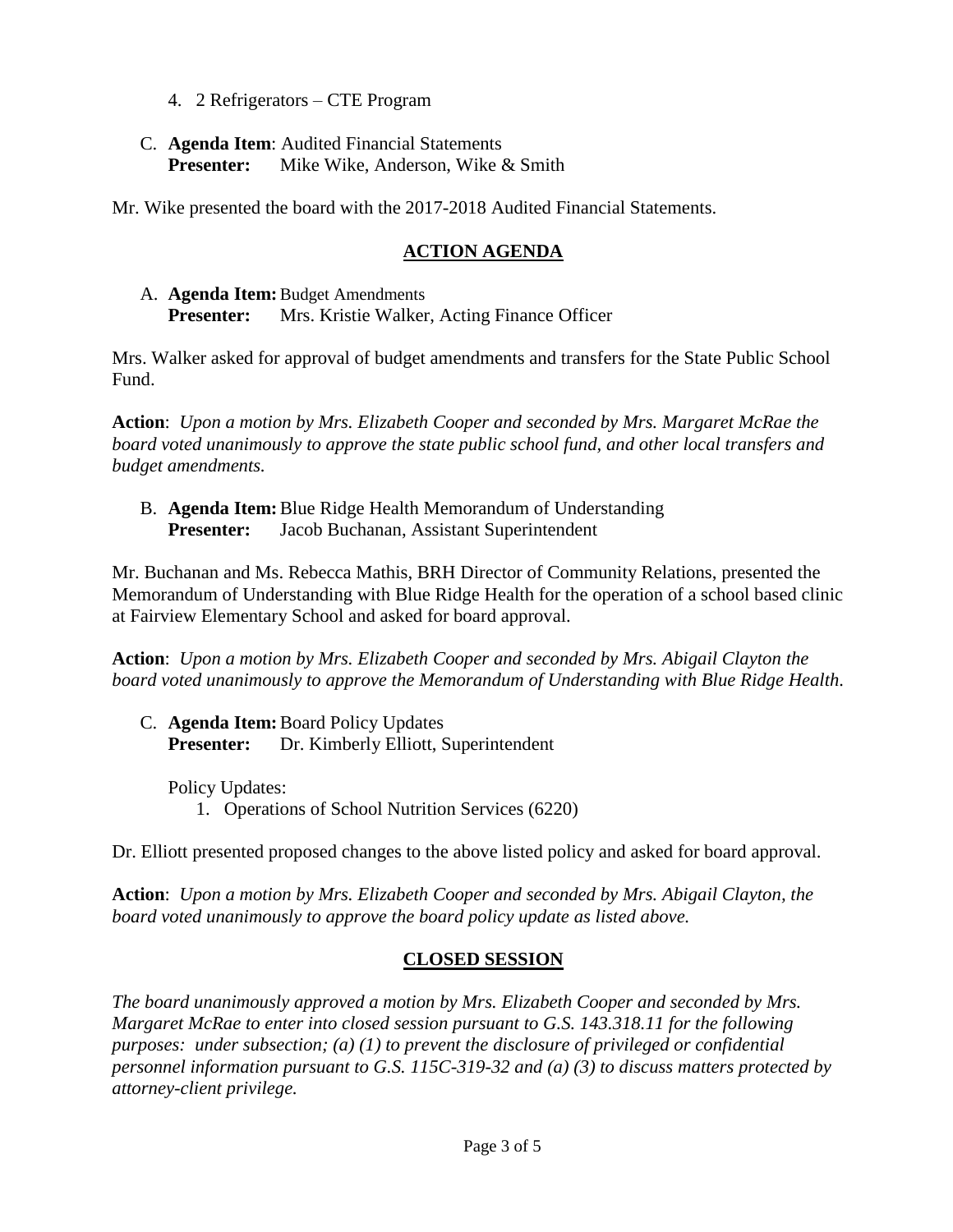4. 2 Refrigerators – CTE Program

C. **Agenda Item**: Audited Financial Statements
   **Presenter:** Mike Wike, Anderson, Wike & Smith

Mr. Wike presented the board with the 2017-2018 Audited Financial Statements.

## ACTION AGENDA

A. **Agenda Item:** Budget Amendments
   **Presenter:** Mrs. Kristie Walker, Acting Finance Officer

Mrs. Walker asked for approval of budget amendments and transfers for the State Public School Fund.

**Action**: *Upon a motion by Mrs. Elizabeth Cooper and seconded by Mrs. Margaret McRae the board voted unanimously to approve the state public school fund, and other local transfers and budget amendments.*

B. **Agenda Item:** Blue Ridge Health Memorandum of Understanding
   **Presenter:** Jacob Buchanan, Assistant Superintendent

Mr. Buchanan and Ms. Rebecca Mathis, BRH Director of Community Relations, presented the Memorandum of Understanding with Blue Ridge Health for the operation of a school based clinic at Fairview Elementary School and asked for board approval.

**Action**: *Upon a motion by Mrs. Elizabeth Cooper and seconded by Mrs. Abigail Clayton the board voted unanimously to approve the Memorandum of Understanding with Blue Ridge Health.*

C. **Agenda Item:** Board Policy Updates
   **Presenter:** Dr. Kimberly Elliott, Superintendent

   Policy Updates:
   1. Operations of School Nutrition Services (6220)

Dr. Elliott presented proposed changes to the above listed policy and asked for board approval.

**Action**: *Upon a motion by Mrs. Elizabeth Cooper and seconded by Mrs. Abigail Clayton, the board voted unanimously to approve the board policy update as listed above.*

## CLOSED SESSION

*The board unanimously approved a motion by Mrs. Elizabeth Cooper and seconded by Mrs. Margaret McRae to enter into closed session pursuant to G.S. 143.318.11 for the following purposes: under subsection; (a) (1) to prevent the disclosure of privileged or confidential personnel information pursuant to G.S. 115C-319-32 and (a) (3) to discuss matters protected by attorney-client privilege.*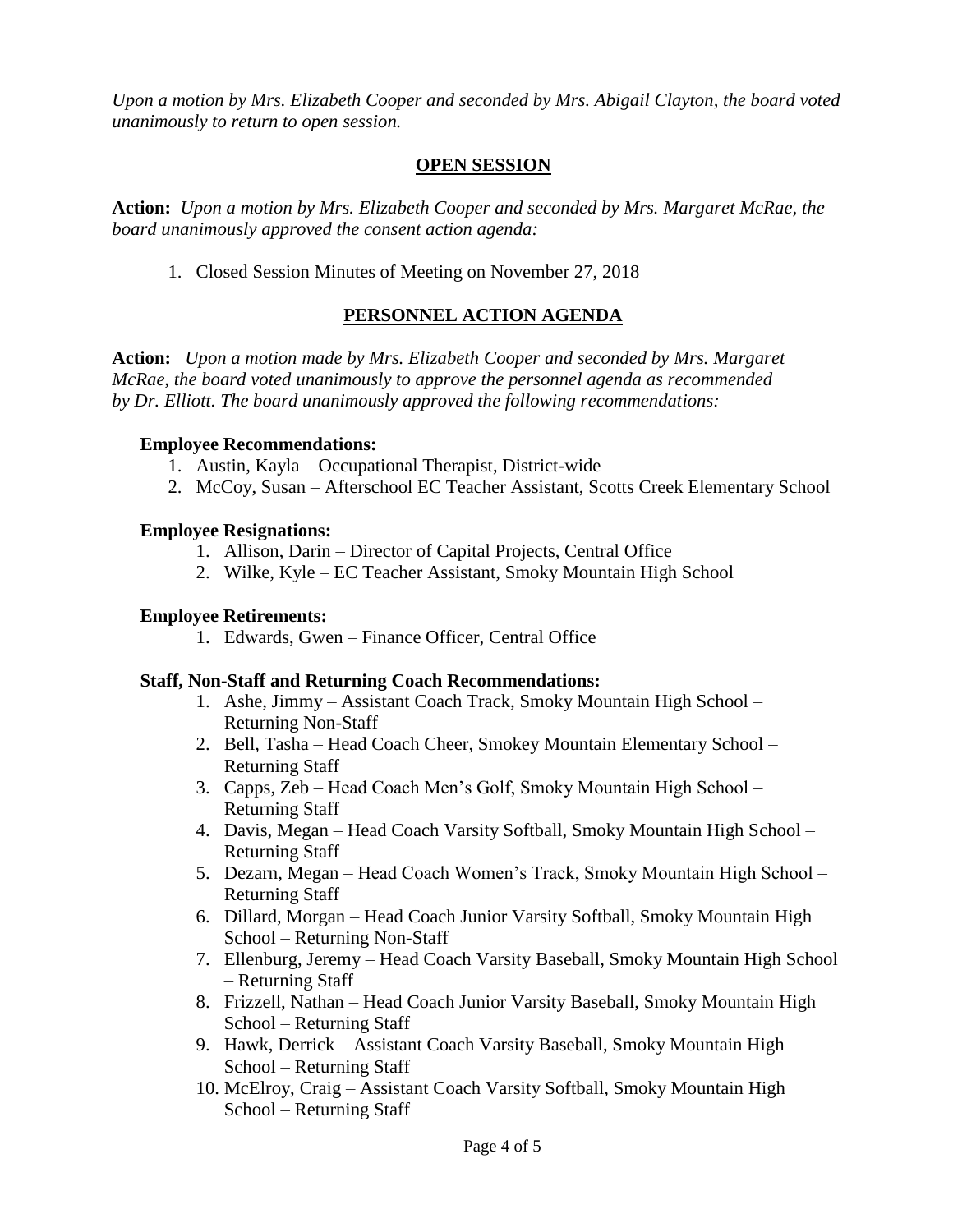*Upon a motion by Mrs. Elizabeth Cooper and seconded by Mrs. Abigail Clayton, the board voted unanimously to return to open session.*

## OPEN SESSION

**Action:** *Upon a motion by Mrs. Elizabeth Cooper and seconded by Mrs. Margaret McRae, the board unanimously approved the consent action agenda:*

1. Closed Session Minutes of Meeting on November 27, 2018

## PERSONNEL ACTION AGENDA

**Action:** *Upon a motion made by Mrs. Elizabeth Cooper and seconded by Mrs. Margaret McRae, the board voted unanimously to approve the personnel agenda as recommended by Dr. Elliott. The board unanimously approved the following recommendations:*

**Employee Recommendations:**

1. Austin, Kayla – Occupational Therapist, District-wide
2. McCoy, Susan – Afterschool EC Teacher Assistant, Scotts Creek Elementary School

**Employee Resignations:**

1. Allison, Darin – Director of Capital Projects, Central Office
2. Wilke, Kyle – EC Teacher Assistant, Smoky Mountain High School

**Employee Retirements:**

1. Edwards, Gwen – Finance Officer, Central Office

**Staff, Non-Staff and Returning Coach Recommendations:**

1. Ashe, Jimmy – Assistant Coach Track, Smoky Mountain High School – Returning Non-Staff
2. Bell, Tasha – Head Coach Cheer, Smokey Mountain Elementary School – Returning Staff
3. Capps, Zeb – Head Coach Men's Golf, Smoky Mountain High School – Returning Staff
4. Davis, Megan – Head Coach Varsity Softball, Smoky Mountain High School – Returning Staff
5. Dezarn, Megan – Head Coach Women's Track, Smoky Mountain High School – Returning Staff
6. Dillard, Morgan – Head Coach Junior Varsity Softball, Smoky Mountain High School – Returning Non-Staff
7. Ellenburg, Jeremy – Head Coach Varsity Baseball, Smoky Mountain High School – Returning Staff
8. Frizzell, Nathan – Head Coach Junior Varsity Baseball, Smoky Mountain High School – Returning Staff
9. Hawk, Derrick – Assistant Coach Varsity Baseball, Smoky Mountain High School – Returning Staff
10. McElroy, Craig – Assistant Coach Varsity Softball, Smoky Mountain High School – Returning Staff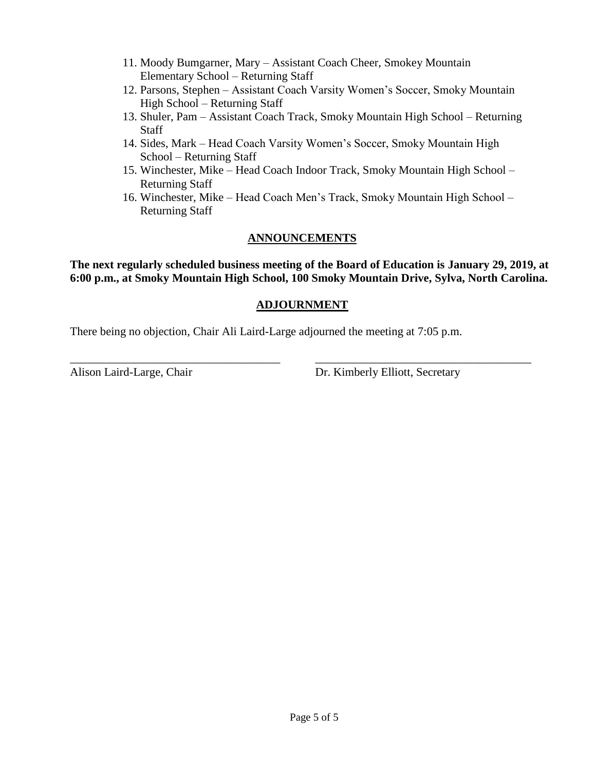11. Moody Bumgarner, Mary – Assistant Coach Cheer, Smokey Mountain Elementary School – Returning Staff
12. Parsons, Stephen – Assistant Coach Varsity Women's Soccer, Smoky Mountain High School – Returning Staff
13. Shuler, Pam – Assistant Coach Track, Smoky Mountain High School – Returning Staff
14. Sides, Mark – Head Coach Varsity Women's Soccer, Smoky Mountain High School – Returning Staff
15. Winchester, Mike – Head Coach Indoor Track, Smoky Mountain High School – Returning Staff
16. Winchester, Mike – Head Coach Men's Track, Smoky Mountain High School – Returning Staff

## ANNOUNCEMENTS

**The next regularly scheduled business meeting of the Board of Education is January 29, 2019, at 6:00 p.m., at Smoky Mountain High School, 100 Smoky Mountain Drive, Sylva, North Carolina.**

## ADJOURNMENT

There being no objection, Chair Ali Laird-Large adjourned the meeting at 7:05 p.m.

_____________________________________ _____________________________________

Alison Laird-Large, Chair Dr. Kimberly Elliott, Secretary